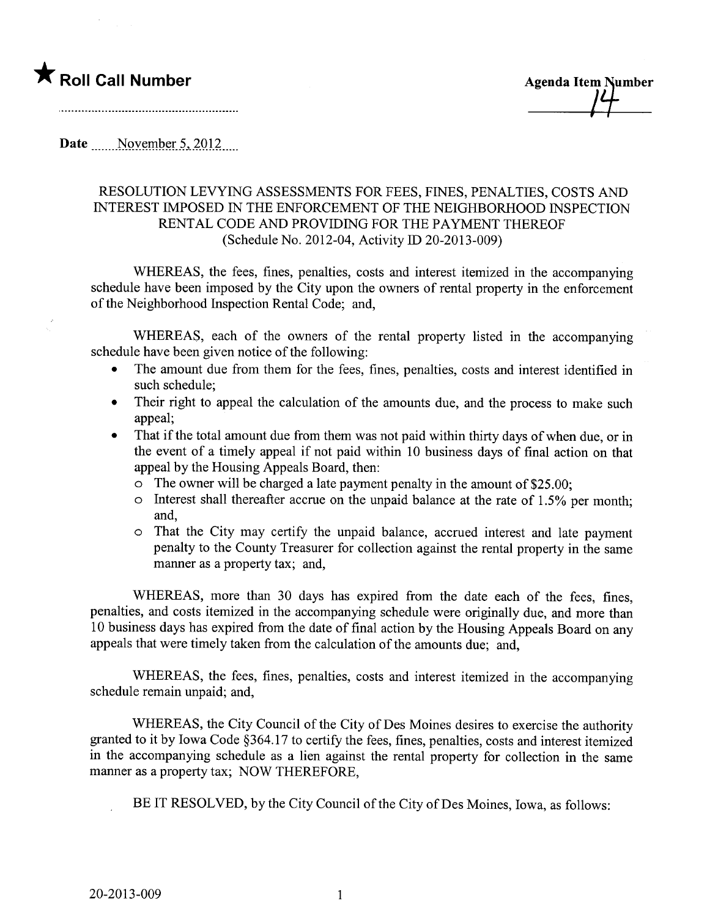★ **Roll Call Number**

..........................................................

**Agenda Item Number**

14

**Date** November 5, 2012

RESOLUTION LEVYING ASSESSMENTS FOR FEES, FINES, PENALTIES, COSTS AND INTEREST IMPOSED IN THE ENFORCEMENT OF THE NEIGHBORHOOD INSPECTION RENTAL CODE AND PROVIDING FOR THE PAYMENT THEREOF
(Schedule No. 2012-04, Activity ID 20-2013-009)

WHEREAS, the fees, fines, penalties, costs and interest itemized in the accompanying schedule have been imposed by the City upon the owners of rental property in the enforcement of the Neighborhood Inspection Rental Code; and,

WHEREAS, each of the owners of the rental property listed in the accompanying schedule have been given notice of the following:

- The amount due from them for the fees, fines, penalties, costs and interest identified in such schedule;
- Their right to appeal the calculation of the amounts due, and the process to make such appeal;
- That if the total amount due from them was not paid within thirty days of when due, or in the event of a timely appeal if not paid within 10 business days of final action on that appeal by the Housing Appeals Board, then:
  - The owner will be charged a late payment penalty in the amount of $25.00;
  - Interest shall thereafter accrue on the unpaid balance at the rate of 1.5% per month; and,
  - That the City may certify the unpaid balance, accrued interest and late payment penalty to the County Treasurer for collection against the rental property in the same manner as a property tax; and,

WHEREAS, more than 30 days has expired from the date each of the fees, fines, penalties, and costs itemized in the accompanying schedule were originally due, and more than 10 business days has expired from the date of final action by the Housing Appeals Board on any appeals that were timely taken from the calculation of the amounts due; and,

WHEREAS, the fees, fines, penalties, costs and interest itemized in the accompanying schedule remain unpaid; and,

WHEREAS, the City Council of the City of Des Moines desires to exercise the authority granted to it by Iowa Code §364.17 to certify the fees, fines, penalties, costs and interest itemized in the accompanying schedule as a lien against the rental property for collection in the same manner as a property tax; NOW THEREFORE,

BE IT RESOLVED, by the City Council of the City of Des Moines, Iowa, as follows:

20-2013-009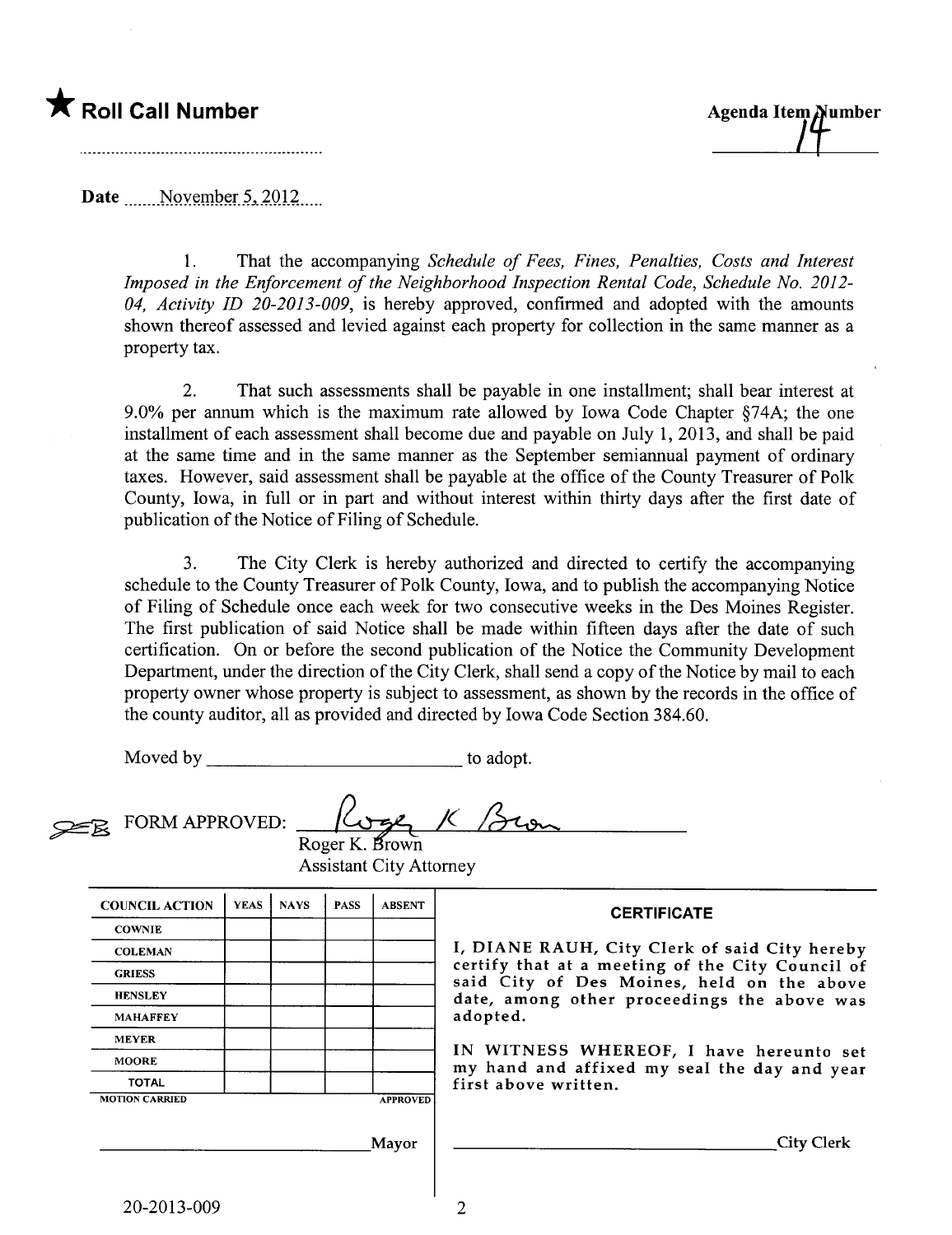★ **Roll Call Number**

..........................................................

**Agenda Item Number**

14

**Date** November 5, 2012

1. That the accompanying *Schedule of Fees, Fines, Penalties, Costs and Interest Imposed in the Enforcement of the Neighborhood Inspection Rental Code, Schedule No. 2012-04, Activity ID 20-2013-009*, is hereby approved, confirmed and adopted with the amounts shown thereof assessed and levied against each property for collection in the same manner as a property tax.

2. That such assessments shall be payable in one installment; shall bear interest at 9.0% per annum which is the maximum rate allowed by Iowa Code Chapter §74A; the one installment of each assessment shall become due and payable on July 1, 2013, and shall be paid at the same time and in the same manner as the September semiannual payment of ordinary taxes. However, said assessment shall be payable at the office of the County Treasurer of Polk County, Iowa, in full or in part and without interest within thirty days after the first date of publication of the Notice of Filing of Schedule.

3. The City Clerk is hereby authorized and directed to certify the accompanying schedule to the County Treasurer of Polk County, Iowa, and to publish the accompanying Notice of Filing of Schedule once each week for two consecutive weeks in the Des Moines Register. The first publication of said Notice shall be made within fifteen days after the date of such certification. On or before the second publication of the Notice the Community Development Department, under the direction of the City Clerk, shall send a copy of the Notice by mail to each property owner whose property is subject to assessment, as shown by the records in the office of the county auditor, all as provided and directed by Iowa Code Section 384.60.

Moved by ______________________________ to adopt.

FORM APPROVED: Roger K. Brown

Roger K. Brown
Assistant City Attorney

| COUNCIL ACTION | YEAS | NAYS | PASS | ABSENT |
|---|---|---|---|---|
| COWNIE | | | | |
| COLEMAN | | | | |
| GRIESS | | | | |
| HENSLEY | | | | |
| MAHAFFEY | | | | |
| MEYER | | | | |
| MOORE | | | | |
| TOTAL | | | | |
| MOTION CARRIED | | | | APPROVED |

______________________________ Mayor

**CERTIFICATE**

I, DIANE RAUH, City Clerk of said City hereby certify that at a meeting of the City Council of said City of Des Moines, held on the above date, among other proceedings the above was adopted.

IN WITNESS WHEREOF, I have hereunto set my hand and affixed my seal the day and year first above written.

______________________________ City Clerk

20-2013-009